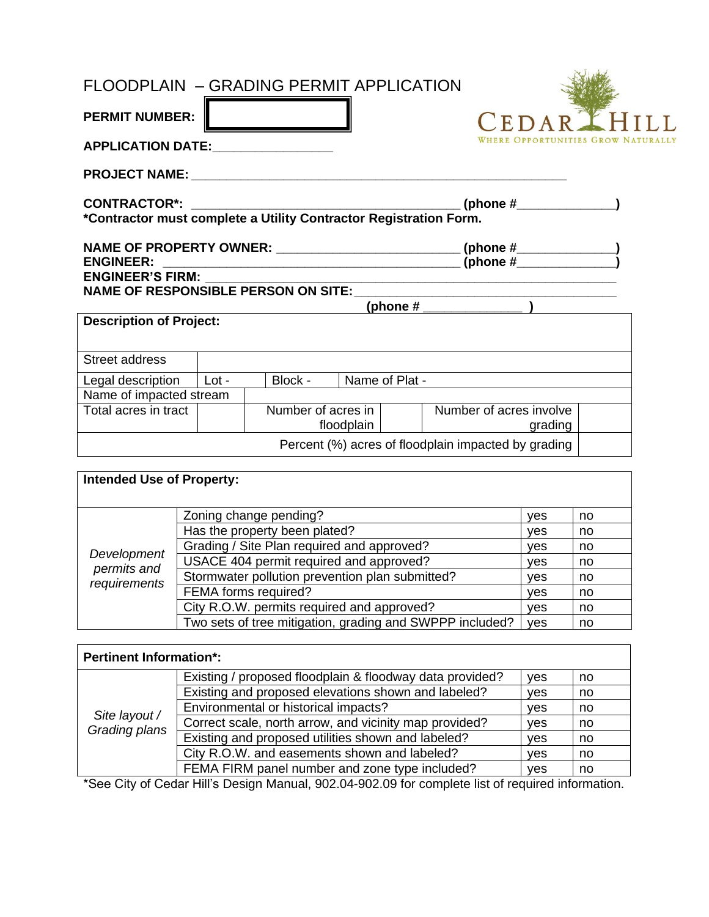# FLOODPLAIN – GRADING PERMIT APPLICATION

**PERMIT NUMBER:** 

**APPLICATION DATE:**_________________

CEDAR HILL
WHERE OPPORTUNITIES GROW NATURALLY

**PROJECT NAME:** _______________________________________________________

**CONTRACTOR*:** ______________________________________ **(phone #______________)**
**\*Contractor must complete a Utility Contractor Registration Form.**

**NAME OF PROPERTY OWNER:** __________________________ **(phone #______________)**
**ENGINEER:** ________________________________________ **(phone #______________)**
**ENGINEER'S FIRM:** _______________________________________________________
**NAME OF RESPONSIBLE PERSON ON SITE:** ____________________________________
**(phone # ______________ )**

| **Description of Project:** | | | | | | |
|---|---|---|---|---|---|---|
| Street address | | | | | | |
| Legal description | Lot - | Block - | Name of Plat - | | | |
| Name of impacted stream | | | | | | |
| Total acres in tract | | Number of acres in floodplain | | Number of acres involve grading | | |
| | | | | Percent (%) acres of floodplain impacted by grading | | |

| **Intended Use of Property:** | | | |
|---|---|---|---|
| *Development permits and requirements* | Zoning change pending? | yes | no |
| | Has the property been plated? | yes | no |
| | Grading / Site Plan required and approved? | yes | no |
| | USACE 404 permit required and approved? | yes | no |
| | Stormwater pollution prevention plan submitted? | yes | no |
| | FEMA forms required? | yes | no |
| | City R.O.W. permits required and approved? | yes | no |
| | Two sets of tree mitigation, grading and SWPPP included? | yes | no |

| **Pertinent Information*:** | | | |
|---|---|---|---|
| *Site layout / Grading plans* | Existing / proposed floodplain & floodway data provided? | yes | no |
| | Existing and proposed elevations shown and labeled? | yes | no |
| | Environmental or historical impacts? | yes | no |
| | Correct scale, north arrow, and vicinity map provided? | yes | no |
| | Existing and proposed utilities shown and labeled? | yes | no |
| | City R.O.W. and easements shown and labeled? | yes | no |
| | FEMA FIRM panel number and zone type included? | yes | no |

*See City of Cedar Hill's Design Manual, 902.04-902.09 for complete list of required information.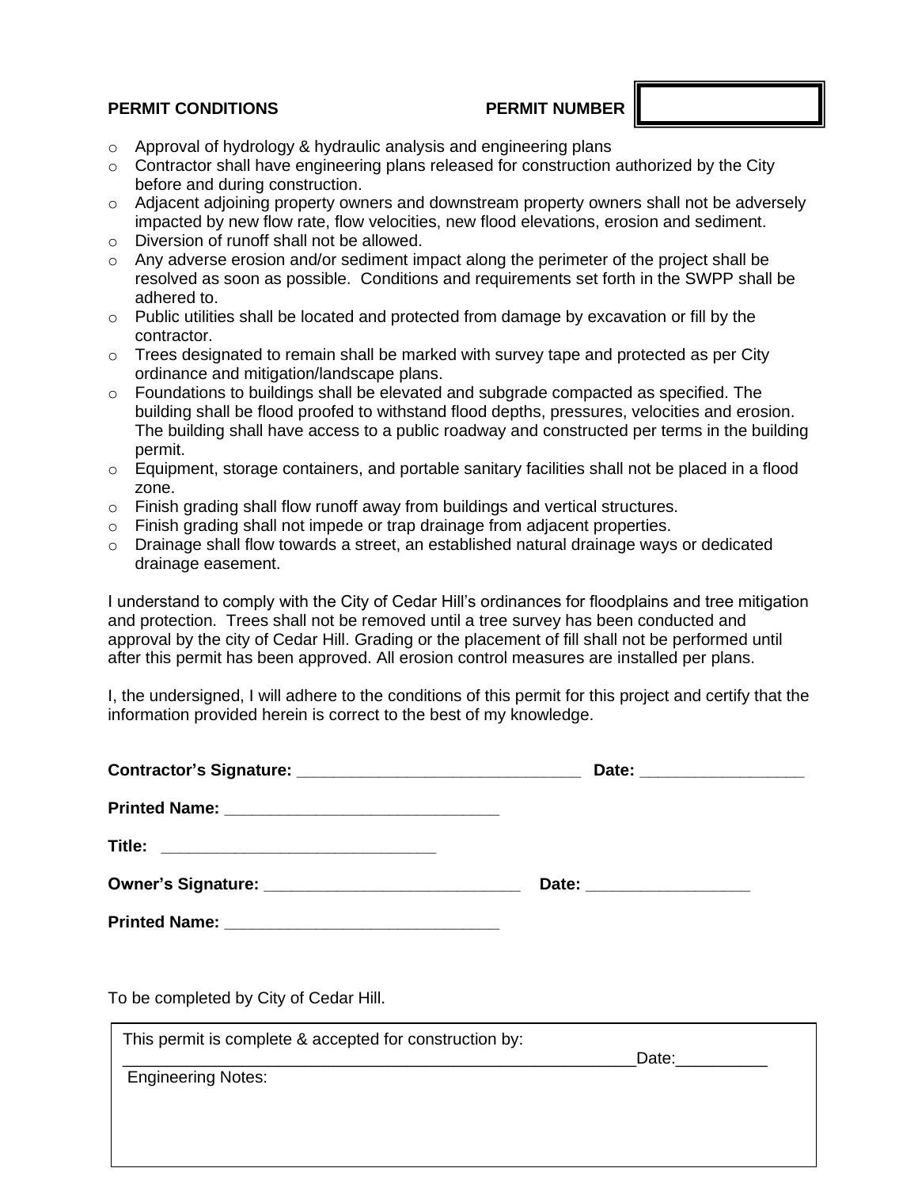**PERMIT CONDITIONS** **PERMIT NUMBER** |      |

- Approval of hydrology & hydraulic analysis and engineering plans
- Contractor shall have engineering plans released for construction authorized by the City before and during construction.
- Adjacent adjoining property owners and downstream property owners shall not be adversely impacted by new flow rate, flow velocities, new flood elevations, erosion and sediment.
- Diversion of runoff shall not be allowed.
- Any adverse erosion and/or sediment impact along the perimeter of the project shall be resolved as soon as possible. Conditions and requirements set forth in the SWPP shall be adhered to.
- Public utilities shall be located and protected from damage by excavation or fill by the contractor.
- Trees designated to remain shall be marked with survey tape and protected as per City ordinance and mitigation/landscape plans.
- Foundations to buildings shall be elevated and subgrade compacted as specified. The building shall be flood proofed to withstand flood depths, pressures, velocities and erosion. The building shall have access to a public roadway and constructed per terms in the building permit.
- Equipment, storage containers, and portable sanitary facilities shall not be placed in a flood zone.
- Finish grading shall flow runoff away from buildings and vertical structures.
- Finish grading shall not impede or trap drainage from adjacent properties.
- Drainage shall flow towards a street, an established natural drainage ways or dedicated drainage easement.

I understand to comply with the City of Cedar Hill's ordinances for floodplains and tree mitigation and protection. Trees shall not be removed until a tree survey has been conducted and approval by the city of Cedar Hill. Grading or the placement of fill shall not be performed until after this permit has been approved. All erosion control measures are installed per plans.

I, the undersigned, I will adhere to the conditions of this permit for this project and certify that the information provided herein is correct to the best of my knowledge.

**Contractor's Signature:** _______________________________ **Date:** __________________

**Printed Name:** ______________________________

**Title:** ______________________________

**Owner's Signature:** ____________________________ **Date:** __________________

**Printed Name:** ______________________________

To be completed by City of Cedar Hill.

This permit is complete & accepted for construction by:
_________________________________________________________Date:__________

Engineering Notes: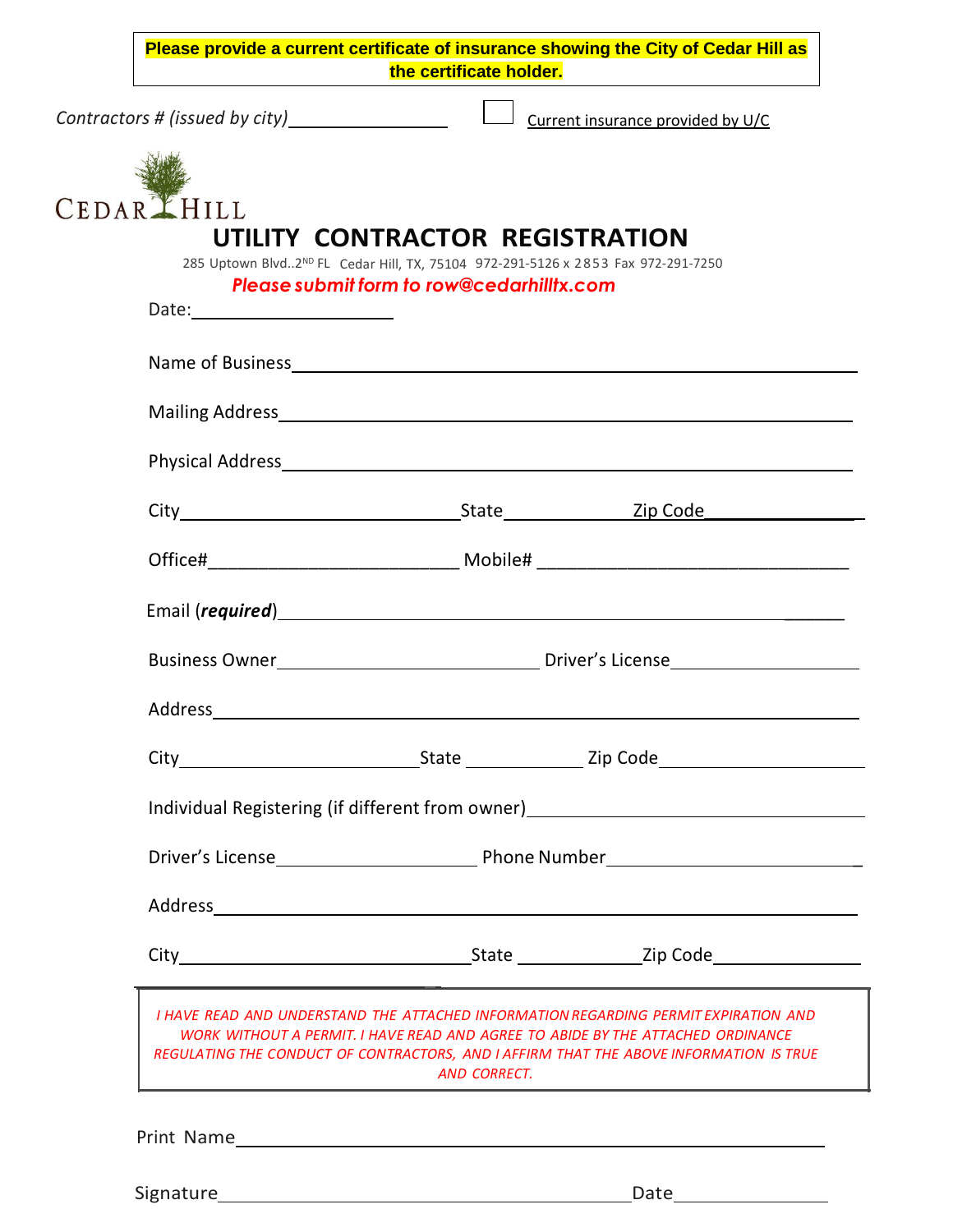**Please provide a current certificate of insurance showing the City of Cedar Hill as the certificate holder.**

*Contractors # (issued by city)*\_\_\_\_\_\_\_\_\_\_\_\_\_\_\_\_

☐ Current insurance provided by U/C

CEDAR HILL

# UTILITY CONTRACTOR REGISTRATION

285 Uptown Blvd..2ND FL Cedar Hill, TX, 75104 972-291-5126 x 2853 Fax 972-291-7250

***Please submit form to row@cedarhilltx.com***

Date:\_\_\_\_\_\_\_\_\_\_\_\_\_\_\_\_\_\_\_\_

Name of Business\_\_\_\_\_\_\_\_\_\_\_\_\_\_\_\_\_\_\_\_\_\_\_\_\_\_\_\_\_\_\_\_\_\_\_\_\_\_\_\_\_\_\_\_\_\_\_\_\_\_\_\_\_\_\_\_

Mailing Address\_\_\_\_\_\_\_\_\_\_\_\_\_\_\_\_\_\_\_\_\_\_\_\_\_\_\_\_\_\_\_\_\_\_\_\_\_\_\_\_\_\_\_\_\_\_\_\_\_\_\_\_\_\_\_\_

Physical Address\_\_\_\_\_\_\_\_\_\_\_\_\_\_\_\_\_\_\_\_\_\_\_\_\_\_\_\_\_\_\_\_\_\_\_\_\_\_\_\_\_\_\_\_\_\_\_\_\_\_\_\_\_\_\_\_

City\_\_\_\_\_\_\_\_\_\_\_\_\_\_\_\_\_\_\_\_\_\_\_\_\_\_\_\_State\_\_\_\_\_\_\_\_\_\_\_\_Zip Code\_\_\_\_\_\_\_\_\_\_\_\_\_\_\_\_

Office#\_\_\_\_\_\_\_\_\_\_\_\_\_\_\_\_\_\_\_\_\_\_\_\_\_ Mobile# \_\_\_\_\_\_\_\_\_\_\_\_\_\_\_\_\_\_\_\_\_\_\_\_\_\_\_\_\_\_\_

Email (***required***)\_\_\_\_\_\_\_\_\_\_\_\_\_\_\_\_\_\_\_\_\_\_\_\_\_\_\_\_\_\_\_\_\_\_\_\_\_\_\_\_\_\_\_\_\_\_\_\_\_\_\_\_\_\_

Business Owner\_\_\_\_\_\_\_\_\_\_\_\_\_\_\_\_\_\_\_\_\_\_\_\_\_\_\_ Driver's License\_\_\_\_\_\_\_\_\_\_\_\_\_\_\_\_\_\_\_\_

Address\_\_\_\_\_\_\_\_\_\_\_\_\_\_\_\_\_\_\_\_\_\_\_\_\_\_\_\_\_\_\_\_\_\_\_\_\_\_\_\_\_\_\_\_\_\_\_\_\_\_\_\_\_\_\_\_\_\_\_\_\_\_\_\_

City\_\_\_\_\_\_\_\_\_\_\_\_\_\_\_\_\_\_\_\_\_\_\_\_State \_\_\_\_\_\_\_\_\_\_\_\_ Zip Code\_\_\_\_\_\_\_\_\_\_\_\_\_\_\_\_\_\_\_\_

Individual Registering (if different from owner)\_\_\_\_\_\_\_\_\_\_\_\_\_\_\_\_\_\_\_\_\_\_\_\_\_\_\_\_\_\_\_\_\_\_\_

Driver's License\_\_\_\_\_\_\_\_\_\_\_\_\_\_\_\_\_\_\_\_\_ Phone Number\_\_\_\_\_\_\_\_\_\_\_\_\_\_\_\_\_\_\_\_\_\_\_\_\_\_

Address\_\_\_\_\_\_\_\_\_\_\_\_\_\_\_\_\_\_\_\_\_\_\_\_\_\_\_\_\_\_\_\_\_\_\_\_\_\_\_\_\_\_\_\_\_\_\_\_\_\_\_\_\_\_\_\_\_\_\_\_\_\_\_\_

City\_\_\_\_\_\_\_\_\_\_\_\_\_\_\_\_\_\_\_\_\_\_\_\_\_\_\_\_\_\_State \_\_\_\_\_\_\_\_\_\_\_\_\_Zip Code\_\_\_\_\_\_\_\_\_\_\_\_\_\_\_\_

*I HAVE READ AND UNDERSTAND THE ATTACHED INFORMATION REGARDING PERMIT EXPIRATION AND WORK WITHOUT A PERMIT. I HAVE READ AND AGREE TO ABIDE BY THE ATTACHED ORDINANCE REGULATING THE CONDUCT OF CONTRACTORS, AND I AFFIRM THAT THE ABOVE INFORMATION IS TRUE AND CORRECT.*

Print Name\_\_\_\_\_\_\_\_\_\_\_\_\_\_\_\_\_\_\_\_\_\_\_\_\_\_\_\_\_\_\_\_\_\_\_\_\_\_\_\_\_\_\_\_\_\_\_\_\_\_\_\_\_\_\_\_\_\_\_\_

Signature\_\_\_\_\_\_\_\_\_\_\_\_\_\_\_\_\_\_\_\_\_\_\_\_\_\_\_\_\_\_\_\_\_\_\_\_\_\_\_\_\_\_\_\_\_Date\_\_\_\_\_\_\_\_\_\_\_\_\_\_\_\_